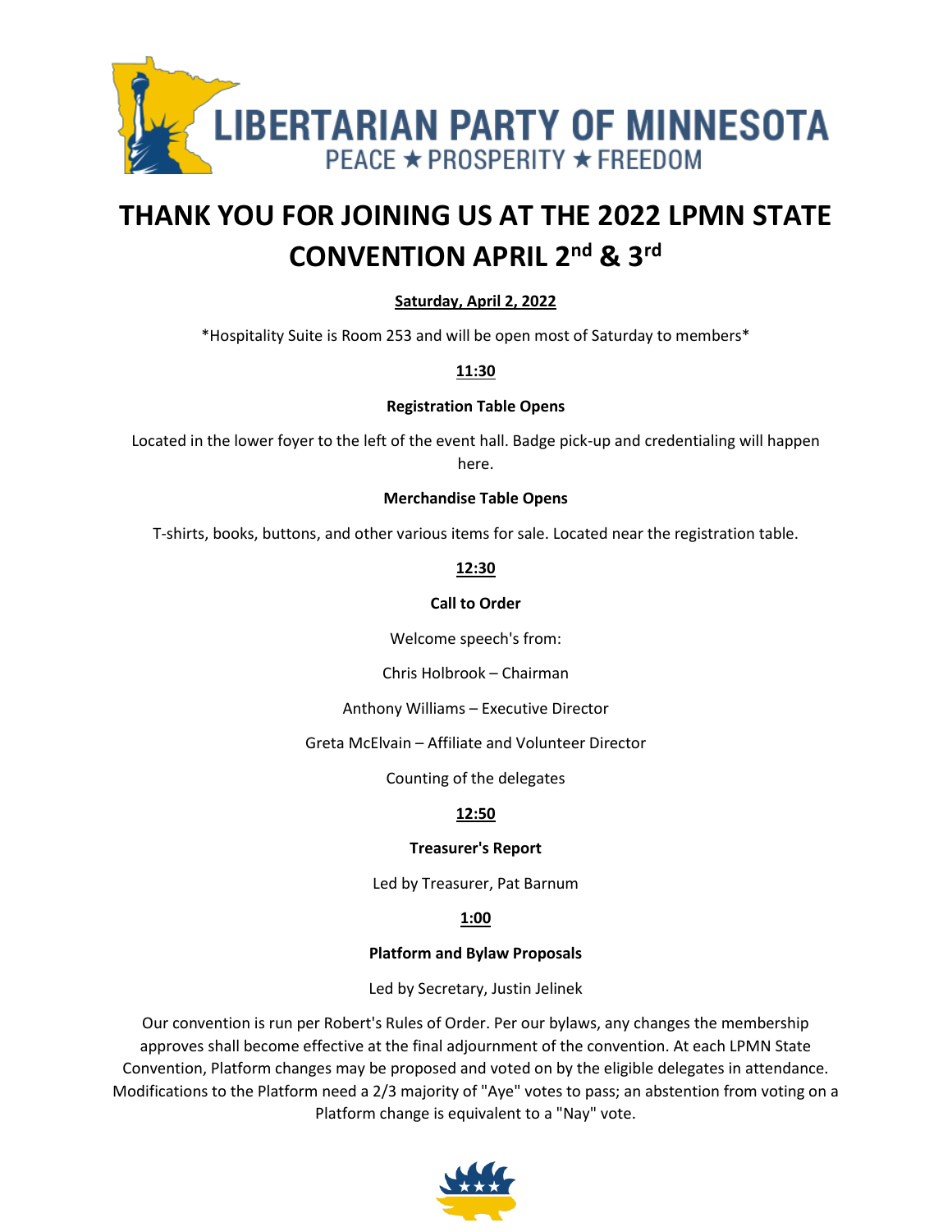LIBERTARIAN PARTY OF MINNESOTA

PEACE ★ PROSPERITY ★ FREEDOM

# THANK YOU FOR JOINING US AT THE 2022 LPMN STATE CONVENTION APRIL 2nd & 3rd

**Saturday, April 2, 2022**

*Hospitality Suite is Room 253 and will be open most of Saturday to members*

**11:30**

**Registration Table Opens**

Located in the lower foyer to the left of the event hall. Badge pick-up and credentialing will happen here.

**Merchandise Table Opens**

T-shirts, books, buttons, and other various items for sale. Located near the registration table.

**12:30**

**Call to Order**

Welcome speech's from:

Chris Holbrook – Chairman

Anthony Williams – Executive Director

Greta McElvain – Affiliate and Volunteer Director

Counting of the delegates

**12:50**

**Treasurer's Report**

Led by Treasurer, Pat Barnum

**1:00**

**Platform and Bylaw Proposals**

Led by Secretary, Justin Jelinek

Our convention is run per Robert's Rules of Order. Per our bylaws, any changes the membership approves shall become effective at the final adjournment of the convention. At each LPMN State Convention, Platform changes may be proposed and voted on by the eligible delegates in attendance. Modifications to the Platform need a 2/3 majority of "Aye" votes to pass; an abstention from voting on a Platform change is equivalent to a "Nay" vote.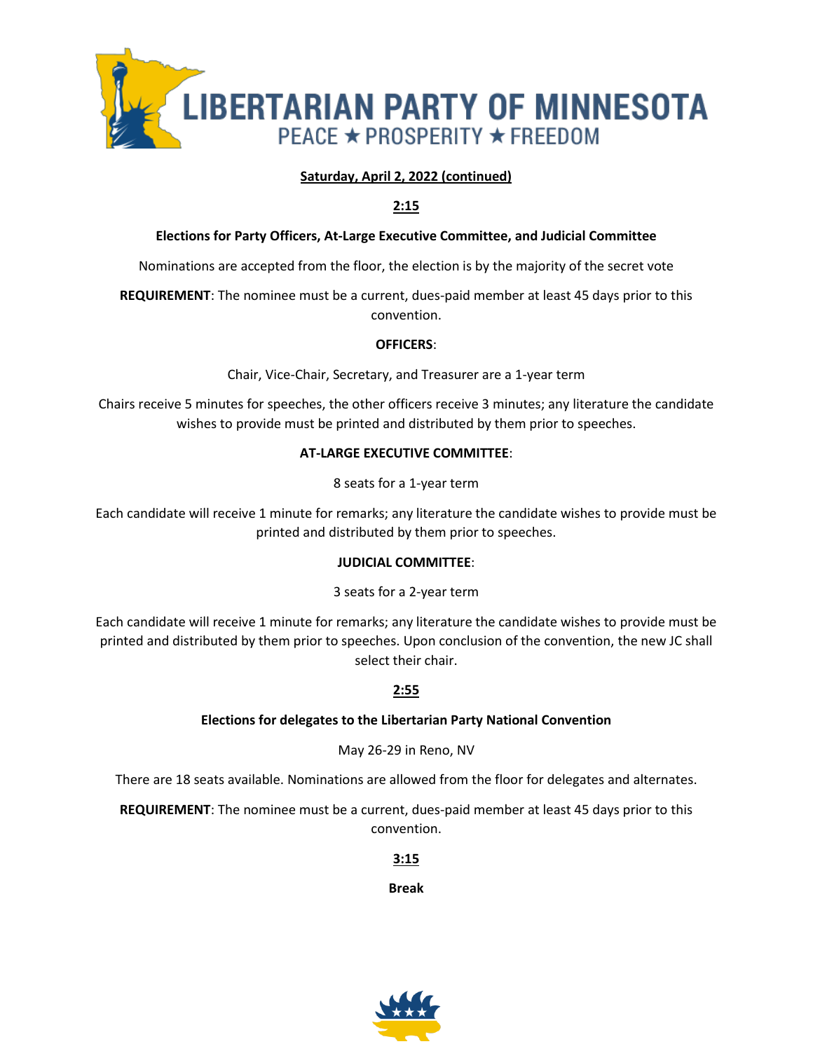**Saturday, April 2, 2022 (continued)**

**2:15**

**Elections for Party Officers, At-Large Executive Committee, and Judicial Committee**

Nominations are accepted from the floor, the election is by the majority of the secret vote

**REQUIREMENT**: The nominee must be a current, dues-paid member at least 45 days prior to this convention.

**OFFICERS**:

Chair, Vice-Chair, Secretary, and Treasurer are a 1-year term

Chairs receive 5 minutes for speeches, the other officers receive 3 minutes; any literature the candidate wishes to provide must be printed and distributed by them prior to speeches.

**AT-LARGE EXECUTIVE COMMITTEE**:

8 seats for a 1-year term

Each candidate will receive 1 minute for remarks; any literature the candidate wishes to provide must be printed and distributed by them prior to speeches.

**JUDICIAL COMMITTEE**:

3 seats for a 2-year term

Each candidate will receive 1 minute for remarks; any literature the candidate wishes to provide must be printed and distributed by them prior to speeches. Upon conclusion of the convention, the new JC shall select their chair.

**2:55**

**Elections for delegates to the Libertarian Party National Convention**

May 26-29 in Reno, NV

There are 18 seats available. Nominations are allowed from the floor for delegates and alternates.

**REQUIREMENT**: The nominee must be a current, dues-paid member at least 45 days prior to this convention.

**3:15**

**Break**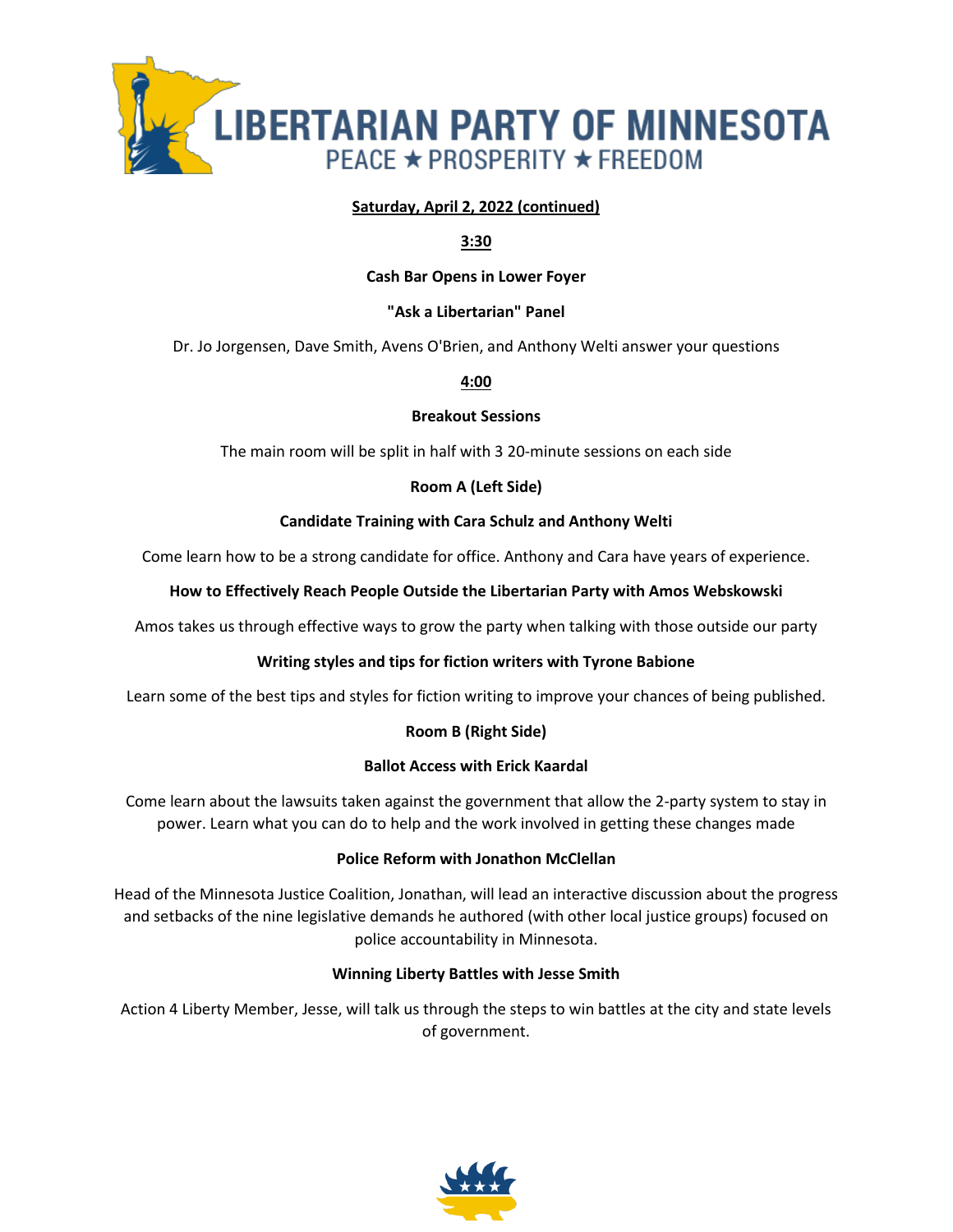# LIBERTARIAN PARTY OF MINNESOTA

PEACE ★ PROSPERITY ★ FREEDOM

## Saturday, April 2, 2022 (continued)

### 3:30

**Cash Bar Opens in Lower Foyer**

**"Ask a Libertarian" Panel**

Dr. Jo Jorgensen, Dave Smith, Avens O'Brien, and Anthony Welti answer your questions

### 4:00

**Breakout Sessions**

The main room will be split in half with 3 20-minute sessions on each side

**Room A (Left Side)**

**Candidate Training with Cara Schulz and Anthony Welti**

Come learn how to be a strong candidate for office. Anthony and Cara have years of experience.

**How to Effectively Reach People Outside the Libertarian Party with Amos Webskowski**

Amos takes us through effective ways to grow the party when talking with those outside our party

**Writing styles and tips for fiction writers with Tyrone Babione**

Learn some of the best tips and styles for fiction writing to improve your chances of being published.

**Room B (Right Side)**

**Ballot Access with Erick Kaardal**

Come learn about the lawsuits taken against the government that allow the 2-party system to stay in power. Learn what you can do to help and the work involved in getting these changes made

**Police Reform with Jonathon McClellan**

Head of the Minnesota Justice Coalition, Jonathan, will lead an interactive discussion about the progress and setbacks of the nine legislative demands he authored (with other local justice groups) focused on police accountability in Minnesota.

**Winning Liberty Battles with Jesse Smith**

Action 4 Liberty Member, Jesse, will talk us through the steps to win battles at the city and state levels of government.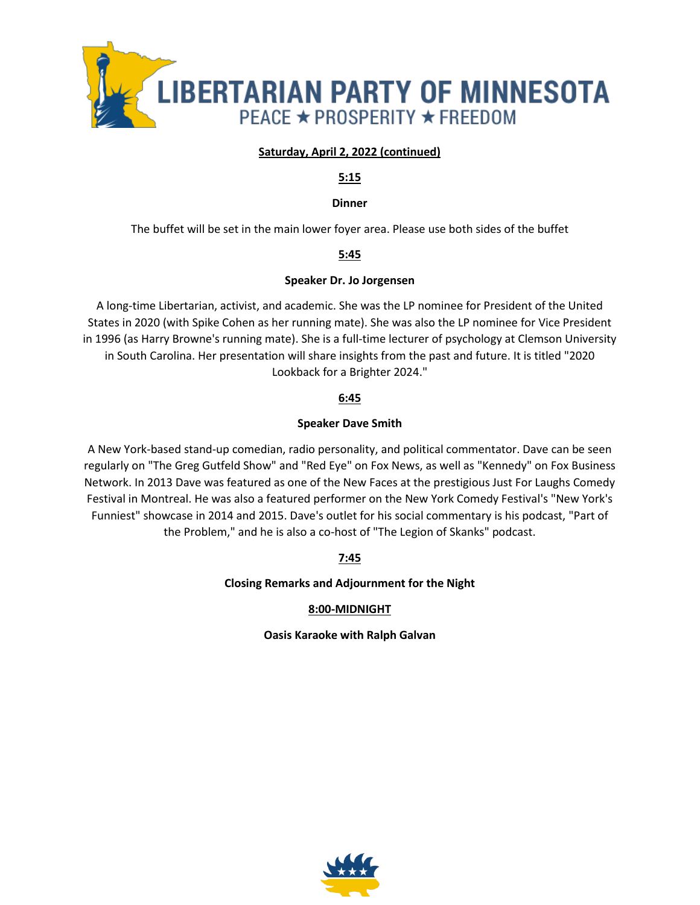# LIBERTARIAN PARTY OF MINNESOTA

PEACE ★ PROSPERITY ★ FREEDOM

**Saturday, April 2, 2022 (continued)**

**5:15**

**Dinner**

The buffet will be set in the main lower foyer area. Please use both sides of the buffet

**5:45**

**Speaker Dr. Jo Jorgensen**

A long-time Libertarian, activist, and academic. She was the LP nominee for President of the United States in 2020 (with Spike Cohen as her running mate). She was also the LP nominee for Vice President in 1996 (as Harry Browne's running mate). She is a full-time lecturer of psychology at Clemson University in South Carolina. Her presentation will share insights from the past and future. It is titled "2020 Lookback for a Brighter 2024."

**6:45**

**Speaker Dave Smith**

A New York-based stand-up comedian, radio personality, and political commentator. Dave can be seen regularly on "The Greg Gutfeld Show" and "Red Eye" on Fox News, as well as "Kennedy" on Fox Business Network. In 2013 Dave was featured as one of the New Faces at the prestigious Just For Laughs Comedy Festival in Montreal. He was also a featured performer on the New York Comedy Festival's "New York's Funniest" showcase in 2014 and 2015. Dave's outlet for his social commentary is his podcast, "Part of the Problem," and he is also a co-host of "The Legion of Skanks" podcast.

**7:45**

**Closing Remarks and Adjournment for the Night**

**8:00-MIDNIGHT**

**Oasis Karaoke with Ralph Galvan**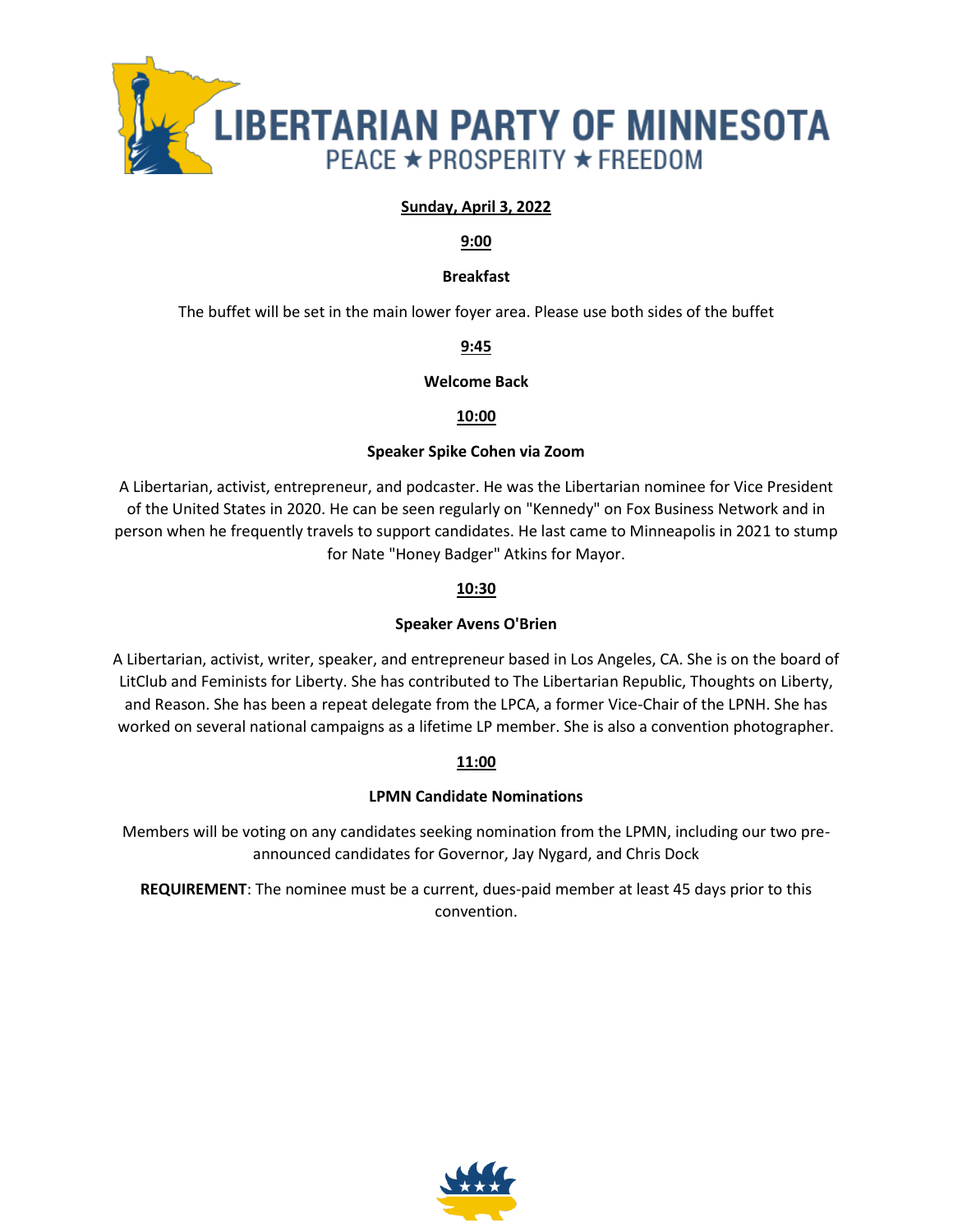# LIBERTARIAN PARTY OF MINNESOTA

PEACE ★ PROSPERITY ★ FREEDOM

**Sunday, April 3, 2022**

**9:00**

**Breakfast**

The buffet will be set in the main lower foyer area. Please use both sides of the buffet

**9:45**

**Welcome Back**

**10:00**

**Speaker Spike Cohen via Zoom**

A Libertarian, activist, entrepreneur, and podcaster. He was the Libertarian nominee for Vice President of the United States in 2020. He can be seen regularly on "Kennedy" on Fox Business Network and in person when he frequently travels to support candidates. He last came to Minneapolis in 2021 to stump for Nate "Honey Badger" Atkins for Mayor.

**10:30**

**Speaker Avens O'Brien**

A Libertarian, activist, writer, speaker, and entrepreneur based in Los Angeles, CA. She is on the board of LitClub and Feminists for Liberty. She has contributed to The Libertarian Republic, Thoughts on Liberty, and Reason. She has been a repeat delegate from the LPCA, a former Vice-Chair of the LPNH. She has worked on several national campaigns as a lifetime LP member. She is also a convention photographer.

**11:00**

**LPMN Candidate Nominations**

Members will be voting on any candidates seeking nomination from the LPMN, including our two pre-announced candidates for Governor, Jay Nygard, and Chris Dock

**REQUIREMENT**: The nominee must be a current, dues-paid member at least 45 days prior to this convention.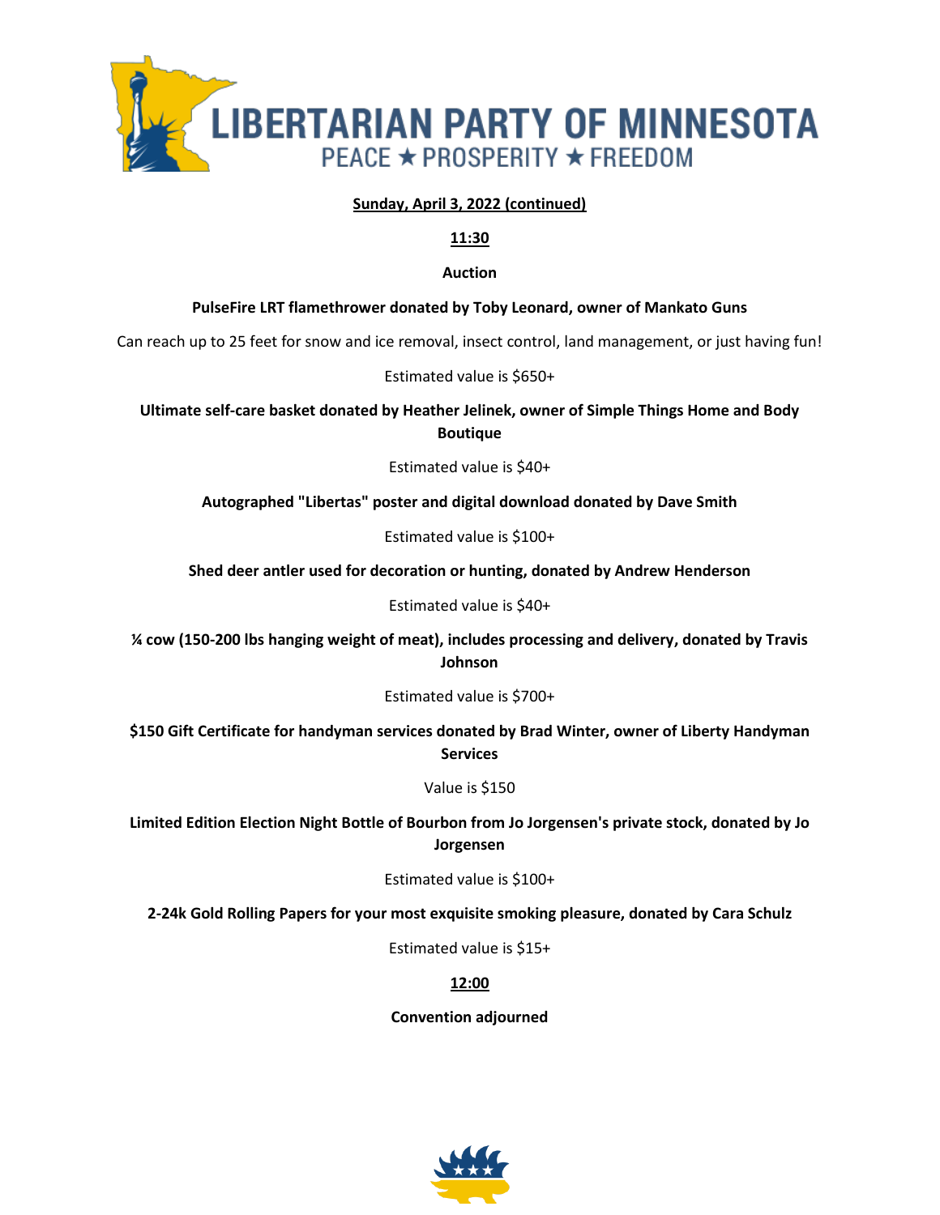**Sunday, April 3, 2022 (continued)**

**11:30**

**Auction**

**PulseFire LRT flamethrower donated by Toby Leonard, owner of Mankato Guns**

Can reach up to 25 feet for snow and ice removal, insect control, land management, or just having fun!

Estimated value is $650+

**Ultimate self-care basket donated by Heather Jelinek, owner of Simple Things Home and Body Boutique**

Estimated value is $40+

**Autographed "Libertas" poster and digital download donated by Dave Smith**

Estimated value is $100+

**Shed deer antler used for decoration or hunting, donated by Andrew Henderson**

Estimated value is $40+

**¼ cow (150-200 lbs hanging weight of meat), includes processing and delivery, donated by Travis Johnson**

Estimated value is $700+

**$150 Gift Certificate for handyman services donated by Brad Winter, owner of Liberty Handyman Services**

Value is $150

**Limited Edition Election Night Bottle of Bourbon from Jo Jorgensen's private stock, donated by Jo Jorgensen**

Estimated value is $100+

**2-24k Gold Rolling Papers for your most exquisite smoking pleasure, donated by Cara Schulz**

Estimated value is $15+

**12:00**

**Convention adjourned**